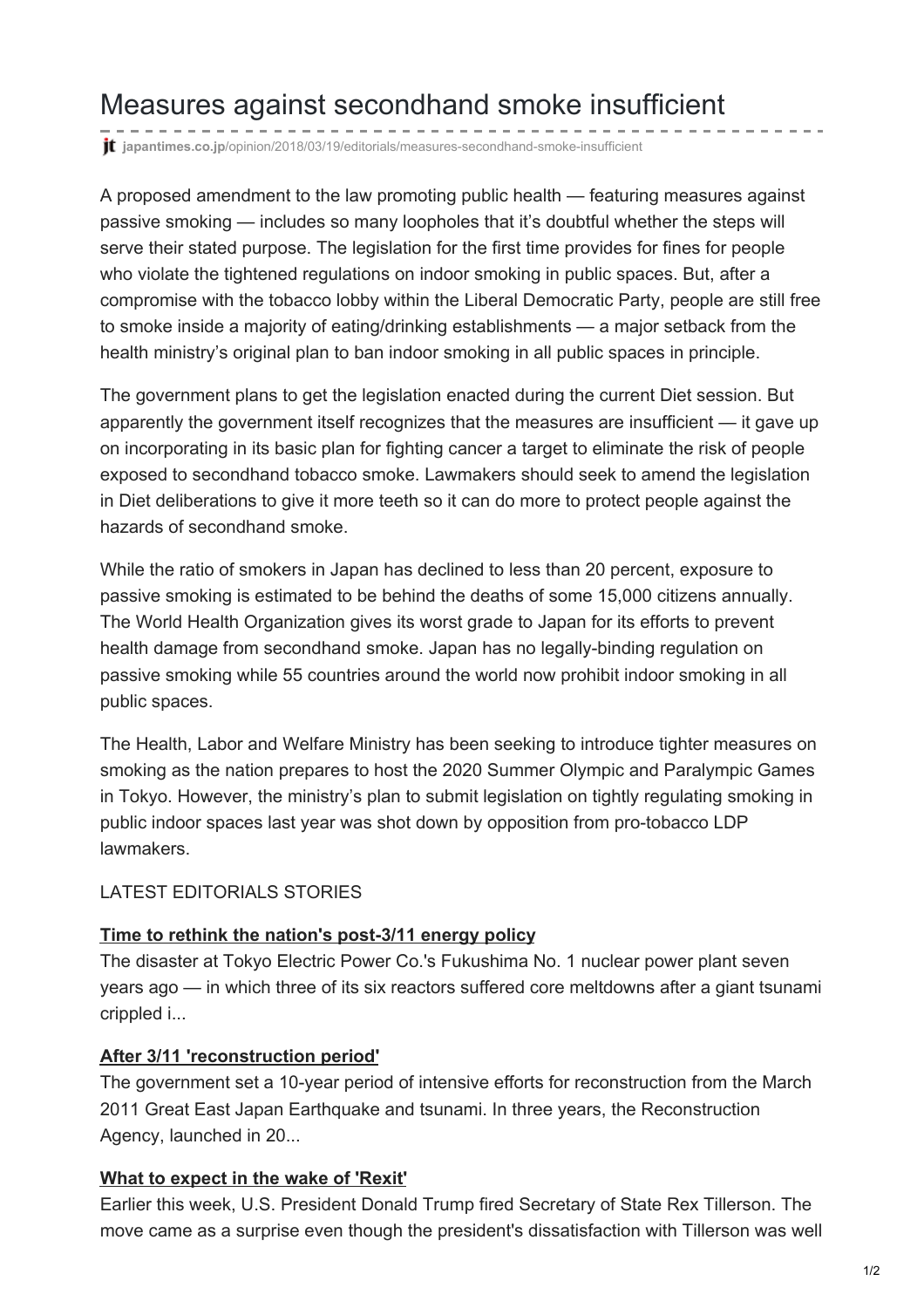# Measures against secondhand smoke insufficient

japantimes.co.jp/opinion/2018/03/19/editorials/measures-secondhand-smoke-insufficient

A proposed amendment to the law promoting public health — featuring measures against passive smoking — includes so many loopholes that it's doubtful whether the steps will serve their stated purpose. The legislation for the first time provides for fines for people who violate the tightened regulations on indoor smoking in public spaces. But, after a compromise with the tobacco lobby within the Liberal Democratic Party, people are still free to smoke inside a majority of eating/drinking establishments — a major setback from the health ministry's original plan to ban indoor smoking in all public spaces in principle.

The government plans to get the legislation enacted during the current Diet session. But apparently the government itself recognizes that the measures are insufficient — it gave up on incorporating in its basic plan for fighting cancer a target to eliminate the risk of people exposed to secondhand tobacco smoke. Lawmakers should seek to amend the legislation in Diet deliberations to give it more teeth so it can do more to protect people against the hazards of secondhand smoke.

While the ratio of smokers in Japan has declined to less than 20 percent, exposure to passive smoking is estimated to be behind the deaths of some 15,000 citizens annually. The World Health Organization gives its worst grade to Japan for its efforts to prevent health damage from secondhand smoke. Japan has no legally-binding regulation on passive smoking while 55 countries around the world now prohibit indoor smoking in all public spaces.

The Health, Labor and Welfare Ministry has been seeking to introduce tighter measures on smoking as the nation prepares to host the 2020 Summer Olympic and Paralympic Games in Tokyo. However, the ministry's plan to submit legislation on tightly regulating smoking in public indoor spaces last year was shot down by opposition from pro-tobacco LDP lawmakers.

LATEST EDITORIALS STORIES

### Time to rethink the nation's post-3/11 energy policy

The disaster at Tokyo Electric Power Co.'s Fukushima No. 1 nuclear power plant seven years ago — in which three of its six reactors suffered core meltdowns after a giant tsunami crippled i...

### After 3/11 'reconstruction period'

The government set a 10-year period of intensive efforts for reconstruction from the March 2011 Great East Japan Earthquake and tsunami. In three years, the Reconstruction Agency, launched in 20...

### What to expect in the wake of 'Rexit'

Earlier this week, U.S. President Donald Trump fired Secretary of State Rex Tillerson. The move came as a surprise even though the president's dissatisfaction with Tillerson was well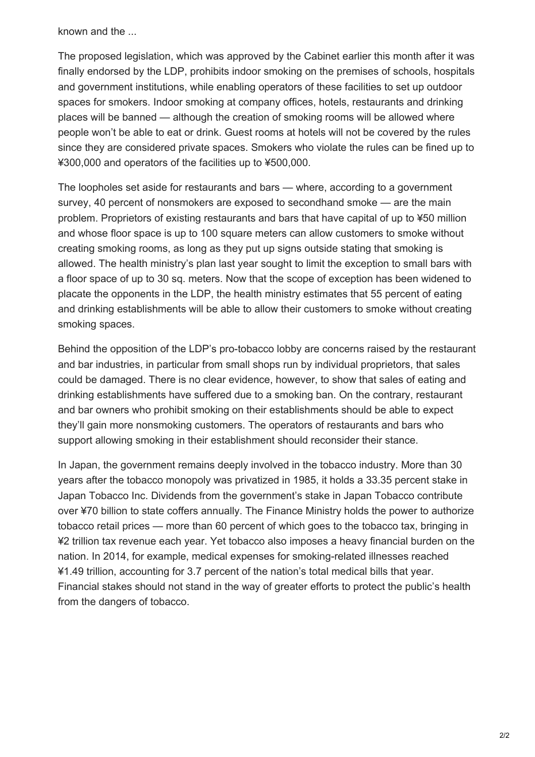known and the ...

The proposed legislation, which was approved by the Cabinet earlier this month after it was finally endorsed by the LDP, prohibits indoor smoking on the premises of schools, hospitals and government institutions, while enabling operators of these facilities to set up outdoor spaces for smokers. Indoor smoking at company offices, hotels, restaurants and drinking places will be banned — although the creation of smoking rooms will be allowed where people won't be able to eat or drink. Guest rooms at hotels will not be covered by the rules since they are considered private spaces. Smokers who violate the rules can be fined up to ¥300,000 and operators of the facilities up to ¥500,000.

The loopholes set aside for restaurants and bars — where, according to a government survey, 40 percent of nonsmokers are exposed to secondhand smoke — are the main problem. Proprietors of existing restaurants and bars that have capital of up to ¥50 million and whose floor space is up to 100 square meters can allow customers to smoke without creating smoking rooms, as long as they put up signs outside stating that smoking is allowed. The health ministry's plan last year sought to limit the exception to small bars with a floor space of up to 30 sq. meters. Now that the scope of exception has been widened to placate the opponents in the LDP, the health ministry estimates that 55 percent of eating and drinking establishments will be able to allow their customers to smoke without creating smoking spaces.

Behind the opposition of the LDP's pro-tobacco lobby are concerns raised by the restaurant and bar industries, in particular from small shops run by individual proprietors, that sales could be damaged. There is no clear evidence, however, to show that sales of eating and drinking establishments have suffered due to a smoking ban. On the contrary, restaurant and bar owners who prohibit smoking on their establishments should be able to expect they'll gain more nonsmoking customers. The operators of restaurants and bars who support allowing smoking in their establishment should reconsider their stance.

In Japan, the government remains deeply involved in the tobacco industry. More than 30 years after the tobacco monopoly was privatized in 1985, it holds a 33.35 percent stake in Japan Tobacco Inc. Dividends from the government's stake in Japan Tobacco contribute over ¥70 billion to state coffers annually. The Finance Ministry holds the power to authorize tobacco retail prices — more than 60 percent of which goes to the tobacco tax, bringing in ¥2 trillion tax revenue each year. Yet tobacco also imposes a heavy financial burden on the nation. In 2014, for example, medical expenses for smoking-related illnesses reached ¥1.49 trillion, accounting for 3.7 percent of the nation's total medical bills that year. Financial stakes should not stand in the way of greater efforts to protect the public's health from the dangers of tobacco.